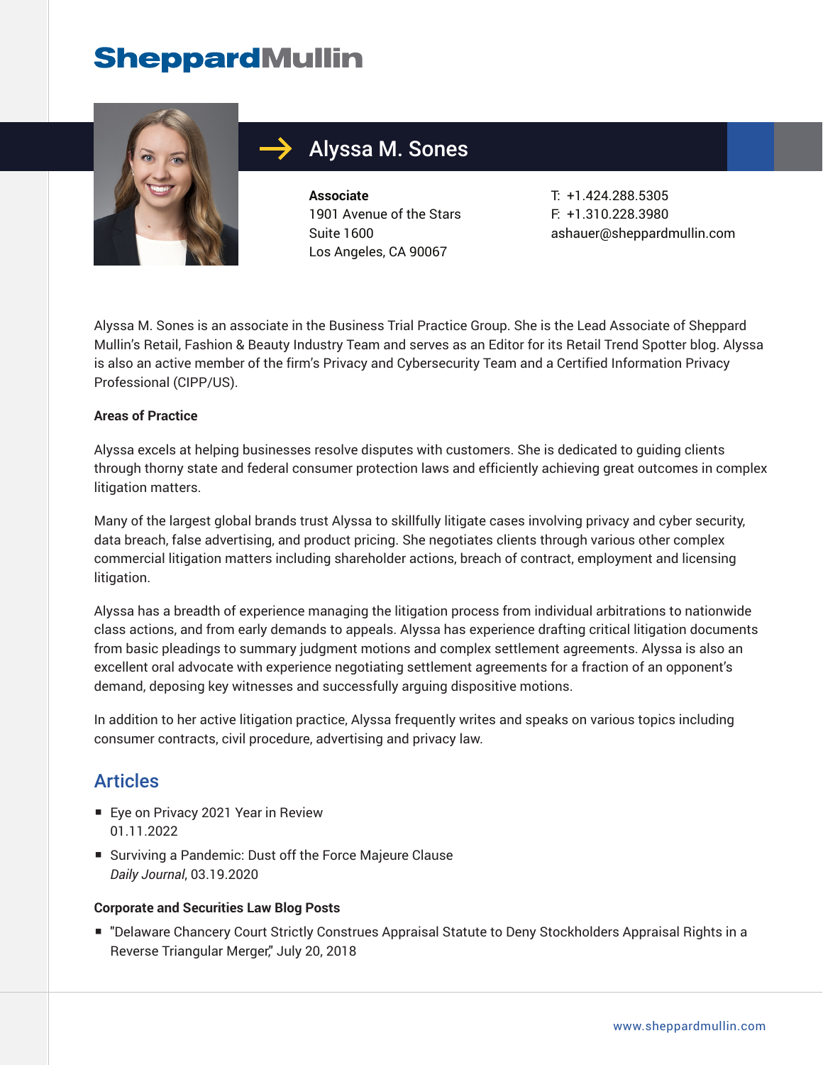# Sheppard Mullin

## Alyssa M. Sones

**Associate**
1901 Avenue of the Stars
Suite 1600
Los Angeles, CA 90067

T: +1.424.288.5305
F: +1.310.228.3980
ashauer@sheppardmullin.com

Alyssa M. Sones is an associate in the Business Trial Practice Group. She is the Lead Associate of Sheppard Mullin's Retail, Fashion & Beauty Industry Team and serves as an Editor for its Retail Trend Spotter blog. Alyssa is also an active member of the firm's Privacy and Cybersecurity Team and a Certified Information Privacy Professional (CIPP/US).

**Areas of Practice**

Alyssa excels at helping businesses resolve disputes with customers. She is dedicated to guiding clients through thorny state and federal consumer protection laws and efficiently achieving great outcomes in complex litigation matters.

Many of the largest global brands trust Alyssa to skillfully litigate cases involving privacy and cyber security, data breach, false advertising, and product pricing. She negotiates clients through various other complex commercial litigation matters including shareholder actions, breach of contract, employment and licensing litigation.

Alyssa has a breadth of experience managing the litigation process from individual arbitrations to nationwide class actions, and from early demands to appeals. Alyssa has experience drafting critical litigation documents from basic pleadings to summary judgment motions and complex settlement agreements. Alyssa is also an excellent oral advocate with experience negotiating settlement agreements for a fraction of an opponent's demand, deposing key witnesses and successfully arguing dispositive motions.

In addition to her active litigation practice, Alyssa frequently writes and speaks on various topics including consumer contracts, civil procedure, advertising and privacy law.

## Articles

- Eye on Privacy 2021 Year in Review
  01.11.2022
- Surviving a Pandemic: Dust off the Force Majeure Clause
  *Daily Journal*, 03.19.2020

**Corporate and Securities Law Blog Posts**

- "Delaware Chancery Court Strictly Construes Appraisal Statute to Deny Stockholders Appraisal Rights in a Reverse Triangular Merger," July 20, 2018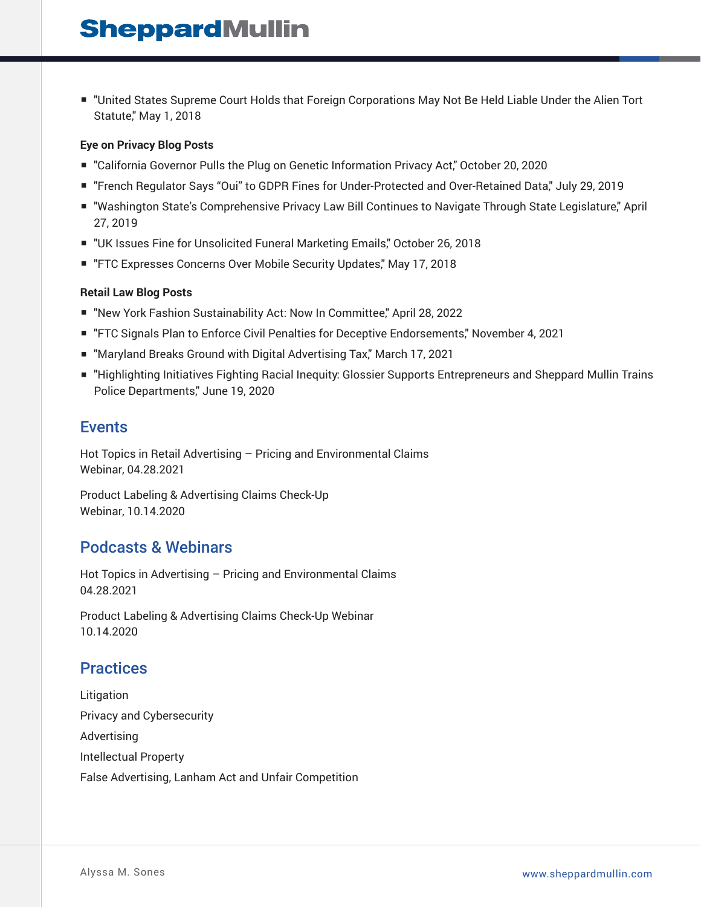- "United States Supreme Court Holds that Foreign Corporations May Not Be Held Liable Under the Alien Tort Statute," May 1, 2018

**Eye on Privacy Blog Posts**

- "California Governor Pulls the Plug on Genetic Information Privacy Act," October 20, 2020
- "French Regulator Says "Oui" to GDPR Fines for Under-Protected and Over-Retained Data," July 29, 2019
- "Washington State's Comprehensive Privacy Law Bill Continues to Navigate Through State Legislature," April 27, 2019
- "UK Issues Fine for Unsolicited Funeral Marketing Emails," October 26, 2018
- "FTC Expresses Concerns Over Mobile Security Updates," May 17, 2018

**Retail Law Blog Posts**

- "New York Fashion Sustainability Act: Now In Committee," April 28, 2022
- "FTC Signals Plan to Enforce Civil Penalties for Deceptive Endorsements," November 4, 2021
- "Maryland Breaks Ground with Digital Advertising Tax," March 17, 2021
- "Highlighting Initiatives Fighting Racial Inequity: Glossier Supports Entrepreneurs and Sheppard Mullin Trains Police Departments," June 19, 2020

## Events

Hot Topics in Retail Advertising – Pricing and Environmental Claims
Webinar, 04.28.2021

Product Labeling & Advertising Claims Check-Up
Webinar, 10.14.2020

## Podcasts & Webinars

Hot Topics in Advertising – Pricing and Environmental Claims
04.28.2021

Product Labeling & Advertising Claims Check-Up Webinar
10.14.2020

## Practices

Litigation

Privacy and Cybersecurity

Advertising

Intellectual Property

False Advertising, Lanham Act and Unfair Competition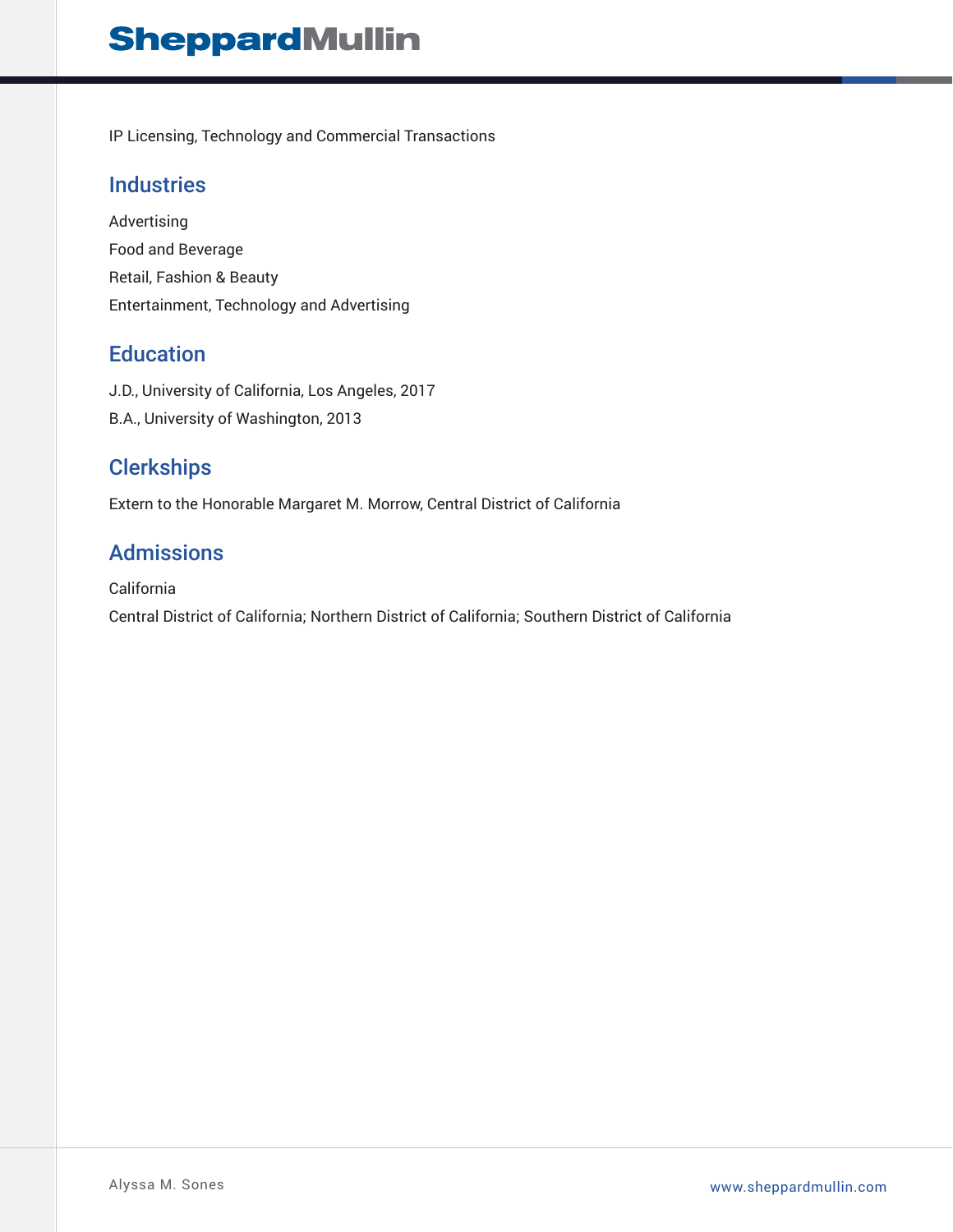IP Licensing, Technology and Commercial Transactions

## Industries

Advertising

Food and Beverage

Retail, Fashion & Beauty

Entertainment, Technology and Advertising

## Education

J.D., University of California, Los Angeles, 2017

B.A., University of Washington, 2013

## Clerkships

Extern to the Honorable Margaret M. Morrow, Central District of California

## Admissions

California

Central District of California; Northern District of California; Southern District of California